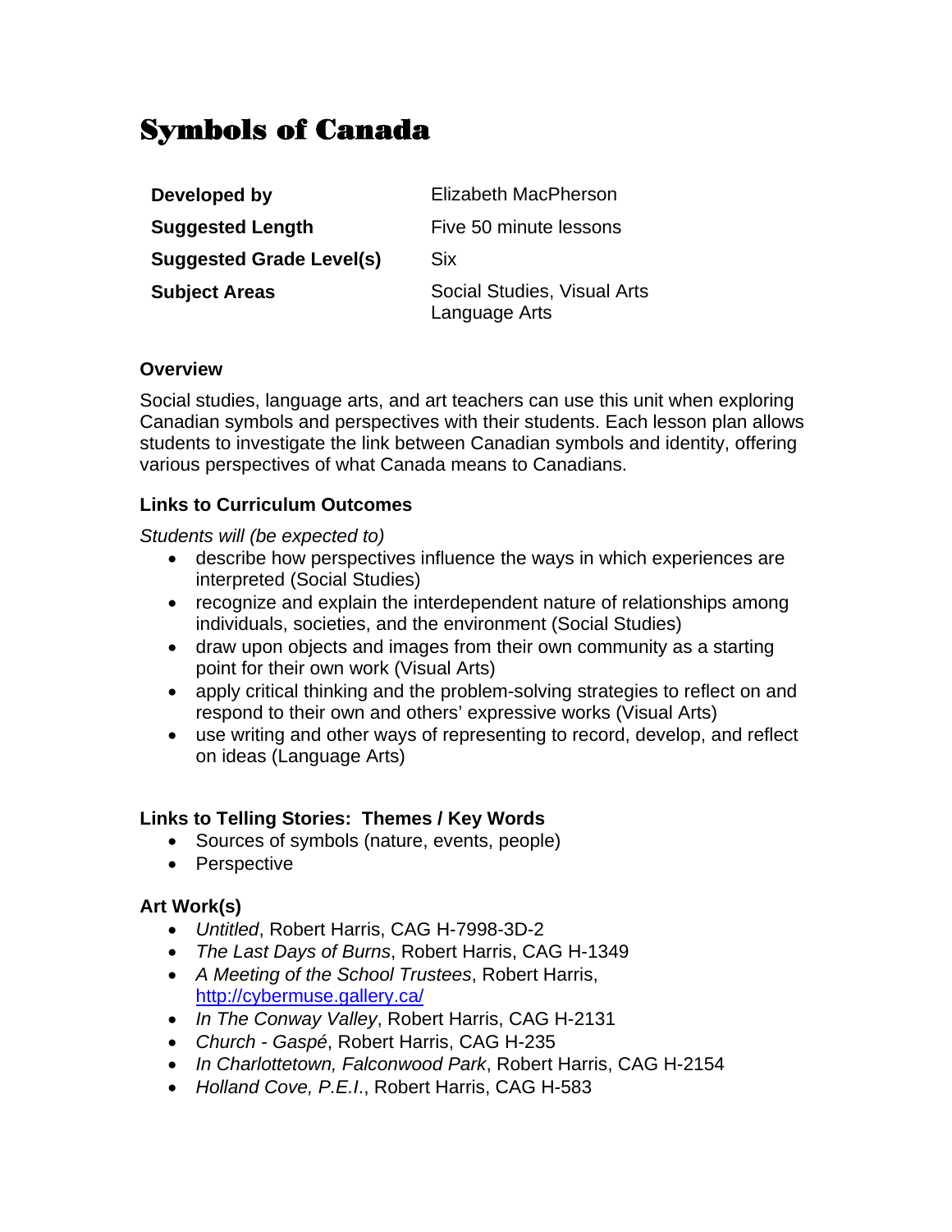# Symbols of Canada

| | |
|---|---|
| **Developed by** | Elizabeth MacPherson |
| **Suggested Length** | Five 50 minute lessons |
| **Suggested Grade Level(s)** | Six |
| **Subject Areas** | Social Studies, Visual Arts Language Arts |

### Overview

Social studies, language arts, and art teachers can use this unit when exploring Canadian symbols and perspectives with their students. Each lesson plan allows students to investigate the link between Canadian symbols and identity, offering various perspectives of what Canada means to Canadians.

### Links to Curriculum Outcomes

*Students will (be expected to)*

- describe how perspectives influence the ways in which experiences are interpreted (Social Studies)
- recognize and explain the interdependent nature of relationships among individuals, societies, and the environment (Social Studies)
- draw upon objects and images from their own community as a starting point for their own work (Visual Arts)
- apply critical thinking and the problem-solving strategies to reflect on and respond to their own and others' expressive works (Visual Arts)
- use writing and other ways of representing to record, develop, and reflect on ideas (Language Arts)

### Links to Telling Stories: Themes / Key Words

- Sources of symbols (nature, events, people)
- Perspective

### Art Work(s)

- *Untitled*, Robert Harris, CAG H-7998-3D-2
- *The Last Days of Burns*, Robert Harris, CAG H-1349
- *A Meeting of the School Trustees*, Robert Harris, http://cybermuse.gallery.ca/
- *In The Conway Valley*, Robert Harris, CAG H-2131
- *Church - Gaspé*, Robert Harris, CAG H-235
- *In Charlottetown, Falconwood Park*, Robert Harris, CAG H-2154
- *Holland Cove, P.E.I.*, Robert Harris, CAG H-583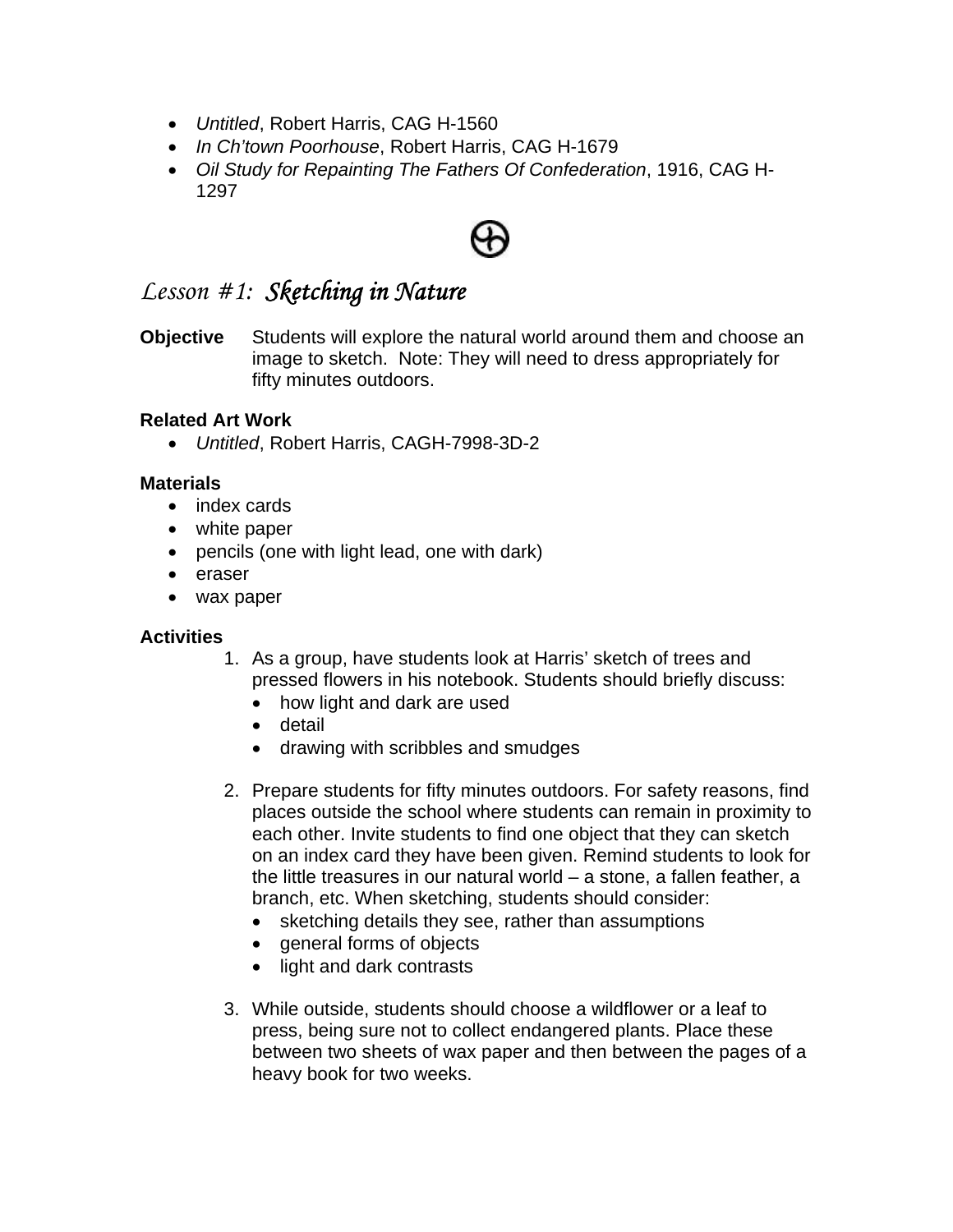- *Untitled*, Robert Harris, CAG H-1560
- *In Ch'town Poorhouse*, Robert Harris, CAG H-1679
- *Oil Study for Repainting The Fathers Of Confederation*, 1916, CAG H-1297

## *Lesson #1: Sketching in Nature*

**Objective** Students will explore the natural world around them and choose an image to sketch. Note: They will need to dress appropriately for fifty minutes outdoors.

**Related Art Work**

- *Untitled*, Robert Harris, CAGH-7998-3D-2

**Materials**

- index cards
- white paper
- pencils (one with light lead, one with dark)
- eraser
- wax paper

**Activities**

1. As a group, have students look at Harris' sketch of trees and pressed flowers in his notebook. Students should briefly discuss:
   - how light and dark are used
   - detail
   - drawing with scribbles and smudges

2. Prepare students for fifty minutes outdoors. For safety reasons, find places outside the school where students can remain in proximity to each other. Invite students to find one object that they can sketch on an index card they have been given. Remind students to look for the little treasures in our natural world – a stone, a fallen feather, a branch, etc. When sketching, students should consider:
   - sketching details they see, rather than assumptions
   - general forms of objects
   - light and dark contrasts

3. While outside, students should choose a wildflower or a leaf to press, being sure not to collect endangered plants. Place these between two sheets of wax paper and then between the pages of a heavy book for two weeks.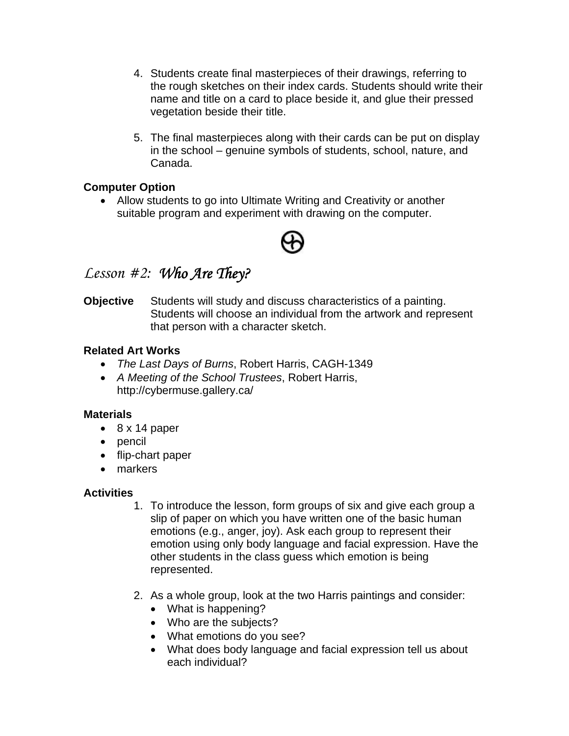4. Students create final masterpieces of their drawings, referring to the rough sketches on their index cards. Students should write their name and title on a card to place beside it, and glue their pressed vegetation beside their title.

5. The final masterpieces along with their cards can be put on display in the school – genuine symbols of students, school, nature, and Canada.

**Computer Option**

- Allow students to go into Ultimate Writing and Creativity or another suitable program and experiment with drawing on the computer.

## *Lesson #2: Who Are They?*

**Objective** Students will study and discuss characteristics of a painting. Students will choose an individual from the artwork and represent that person with a character sketch.

**Related Art Works**

- *The Last Days of Burns*, Robert Harris, CAGH-1349
- *A Meeting of the School Trustees*, Robert Harris, http://cybermuse.gallery.ca/

**Materials**

- 8 x 14 paper
- pencil
- flip-chart paper
- markers

**Activities**

1. To introduce the lesson, form groups of six and give each group a slip of paper on which you have written one of the basic human emotions (e.g., anger, joy). Ask each group to represent their emotion using only body language and facial expression. Have the other students in the class guess which emotion is being represented.

2. As a whole group, look at the two Harris paintings and consider:
   - What is happening?
   - Who are the subjects?
   - What emotions do you see?
   - What does body language and facial expression tell us about each individual?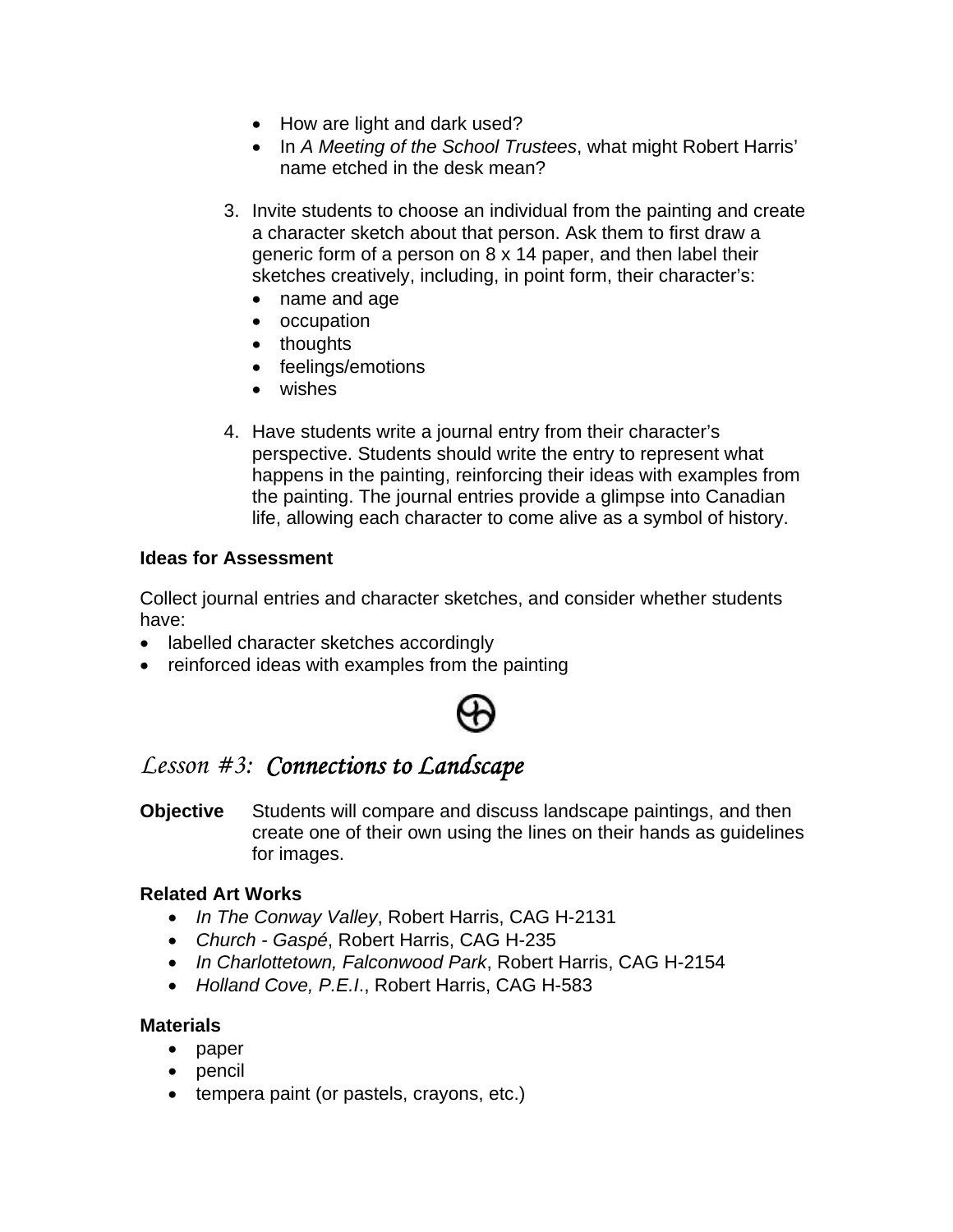- How are light and dark used?
- In *A Meeting of the School Trustees*, what might Robert Harris' name etched in the desk mean?

3. Invite students to choose an individual from the painting and create a character sketch about that person. Ask them to first draw a generic form of a person on 8 x 14 paper, and then label their sketches creatively, including, in point form, their character's:
   - name and age
   - occupation
   - thoughts
   - feelings/emotions
   - wishes

4. Have students write a journal entry from their character's perspective. Students should write the entry to represent what happens in the painting, reinforcing their ideas with examples from the painting. The journal entries provide a glimpse into Canadian life, allowing each character to come alive as a symbol of history.

### Ideas for Assessment

Collect journal entries and character sketches, and consider whether students have:

- labelled character sketches accordingly
- reinforced ideas with examples from the painting

## *Lesson #3: Connections to Landscape*

**Objective** Students will compare and discuss landscape paintings, and then create one of their own using the lines on their hands as guidelines for images.

### Related Art Works

- *In The Conway Valley*, Robert Harris, CAG H-2131
- *Church - Gaspé*, Robert Harris, CAG H-235
- *In Charlottetown, Falconwood Park*, Robert Harris, CAG H-2154
- *Holland Cove, P.E.I*., Robert Harris, CAG H-583

### Materials

- paper
- pencil
- tempera paint (or pastels, crayons, etc.)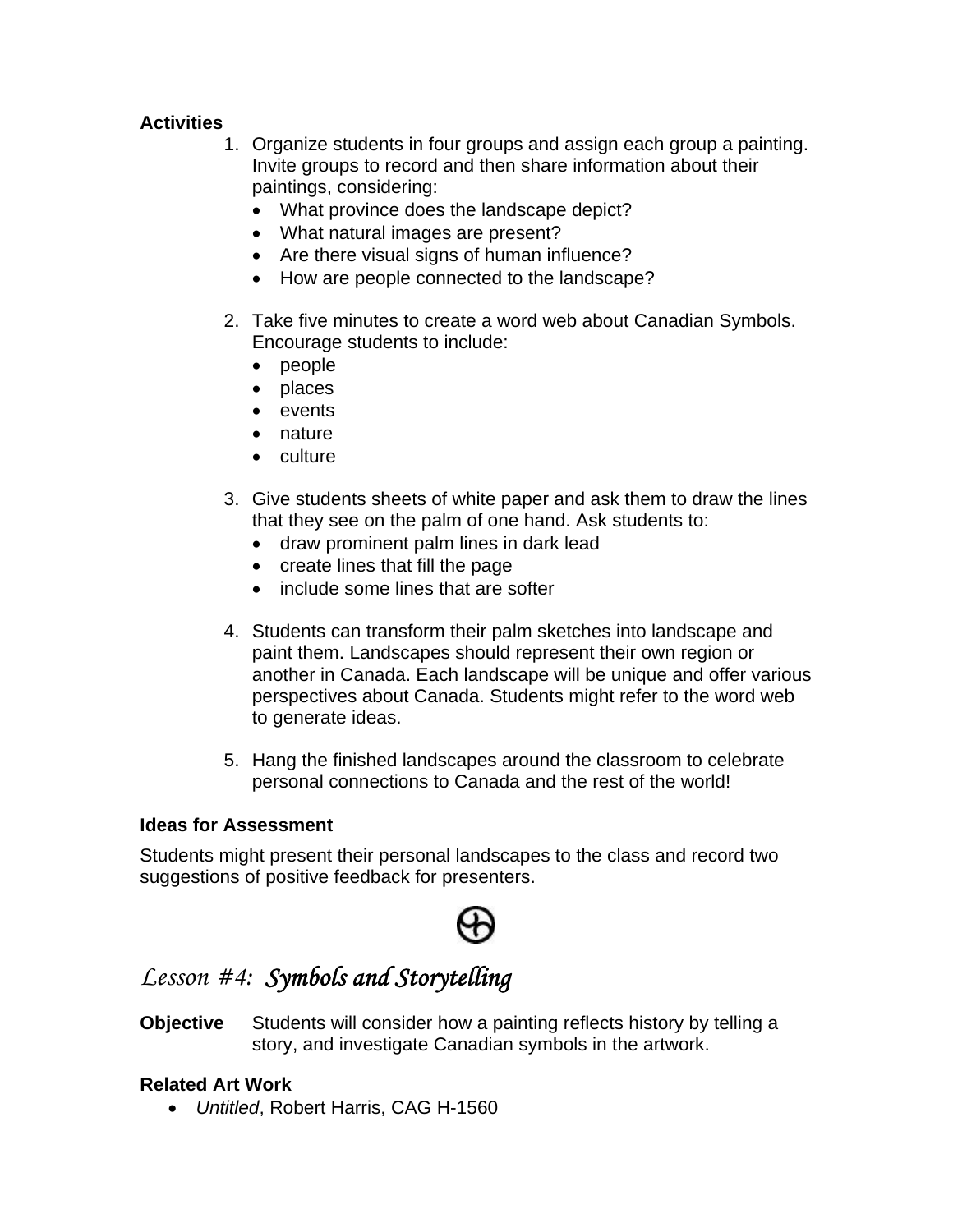**Activities**

1. Organize students in four groups and assign each group a painting. Invite groups to record and then share information about their paintings, considering:
   - What province does the landscape depict?
   - What natural images are present?
   - Are there visual signs of human influence?
   - How are people connected to the landscape?

2. Take five minutes to create a word web about Canadian Symbols. Encourage students to include:
   - people
   - places
   - events
   - nature
   - culture

3. Give students sheets of white paper and ask them to draw the lines that they see on the palm of one hand. Ask students to:
   - draw prominent palm lines in dark lead
   - create lines that fill the page
   - include some lines that are softer

4. Students can transform their palm sketches into landscape and paint them. Landscapes should represent their own region or another in Canada. Each landscape will be unique and offer various perspectives about Canada. Students might refer to the word web to generate ideas.

5. Hang the finished landscapes around the classroom to celebrate personal connections to Canada and the rest of the world!

**Ideas for Assessment**

Students might present their personal landscapes to the class and record two suggestions of positive feedback for presenters.

## *Lesson #4: Symbols and Storytelling*

**Objective** Students will consider how a painting reflects history by telling a story, and investigate Canadian symbols in the artwork.

**Related Art Work**

- *Untitled*, Robert Harris, CAG H-1560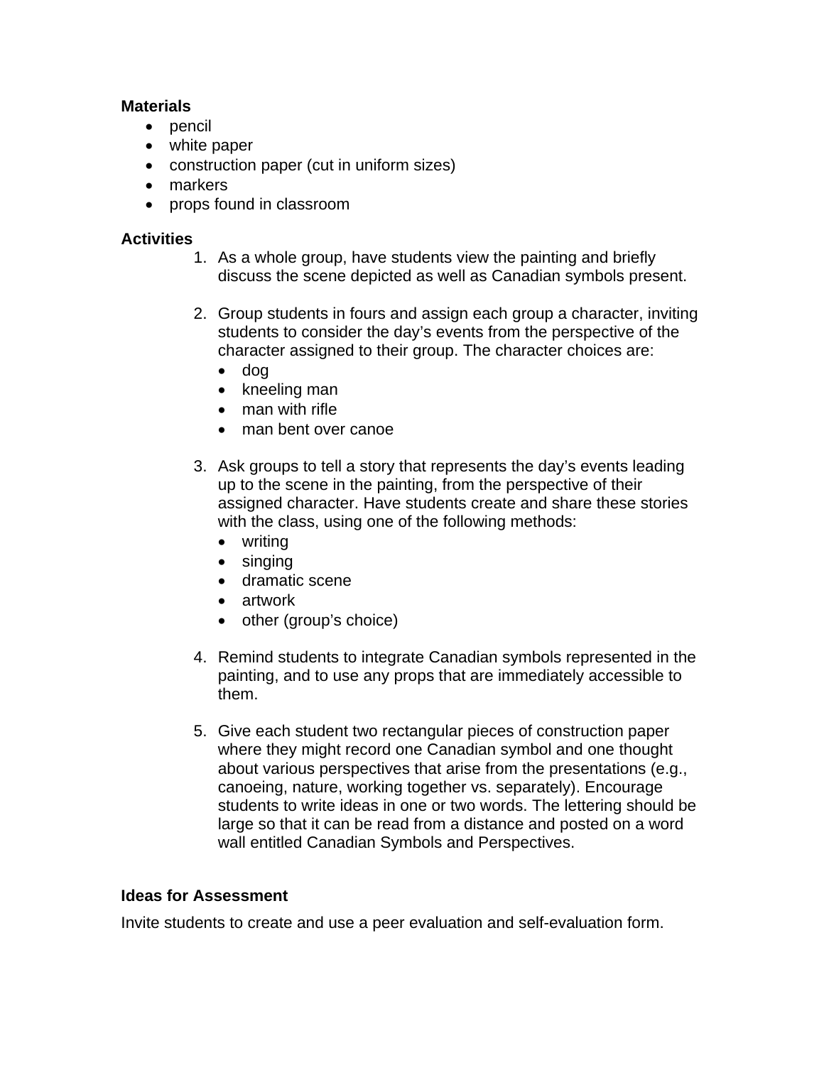**Materials**

- pencil
- white paper
- construction paper (cut in uniform sizes)
- markers
- props found in classroom

**Activities**

1. As a whole group, have students view the painting and briefly discuss the scene depicted as well as Canadian symbols present.

2. Group students in fours and assign each group a character, inviting students to consider the day's events from the perspective of the character assigned to their group. The character choices are:
   - dog
   - kneeling man
   - man with rifle
   - man bent over canoe

3. Ask groups to tell a story that represents the day's events leading up to the scene in the painting, from the perspective of their assigned character. Have students create and share these stories with the class, using one of the following methods:
   - writing
   - singing
   - dramatic scene
   - artwork
   - other (group's choice)

4. Remind students to integrate Canadian symbols represented in the painting, and to use any props that are immediately accessible to them.

5. Give each student two rectangular pieces of construction paper where they might record one Canadian symbol and one thought about various perspectives that arise from the presentations (e.g., canoeing, nature, working together vs. separately). Encourage students to write ideas in one or two words. The lettering should be large so that it can be read from a distance and posted on a word wall entitled Canadian Symbols and Perspectives.

**Ideas for Assessment**

Invite students to create and use a peer evaluation and self-evaluation form.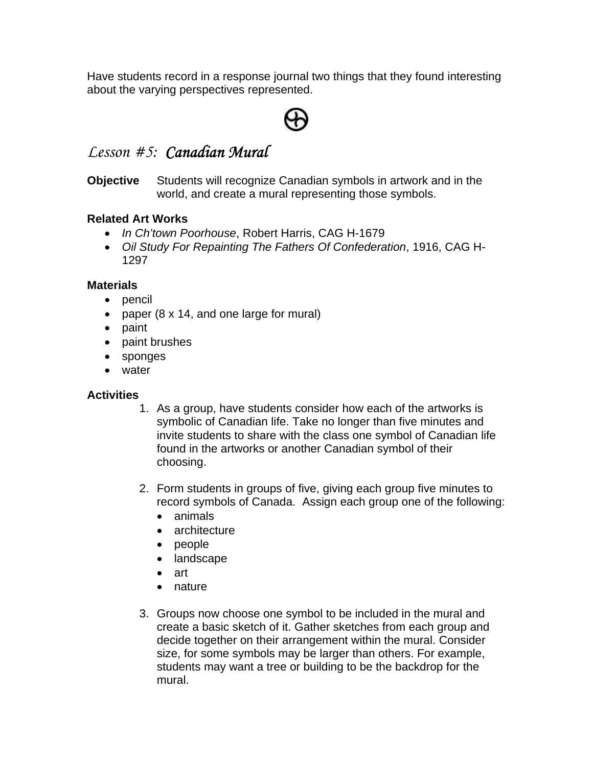Have students record in a response journal two things that they found interesting about the varying perspectives represented.

## *Lesson #5: Canadian Mural*

**Objective** Students will recognize Canadian symbols in artwork and in the world, and create a mural representing those symbols.

**Related Art Works**

- *In Ch'town Poorhouse*, Robert Harris, CAG H-1679
- *Oil Study For Repainting The Fathers Of Confederation*, 1916, CAG H-1297

**Materials**

- pencil
- paper (8 x 14, and one large for mural)
- paint
- paint brushes
- sponges
- water

**Activities**

1. As a group, have students consider how each of the artworks is symbolic of Canadian life. Take no longer than five minutes and invite students to share with the class one symbol of Canadian life found in the artworks or another Canadian symbol of their choosing.

2. Form students in groups of five, giving each group five minutes to record symbols of Canada. Assign each group one of the following:
   - animals
   - architecture
   - people
   - landscape
   - art
   - nature

3. Groups now choose one symbol to be included in the mural and create a basic sketch of it. Gather sketches from each group and decide together on their arrangement within the mural. Consider size, for some symbols may be larger than others. For example, students may want a tree or building to be the backdrop for the mural.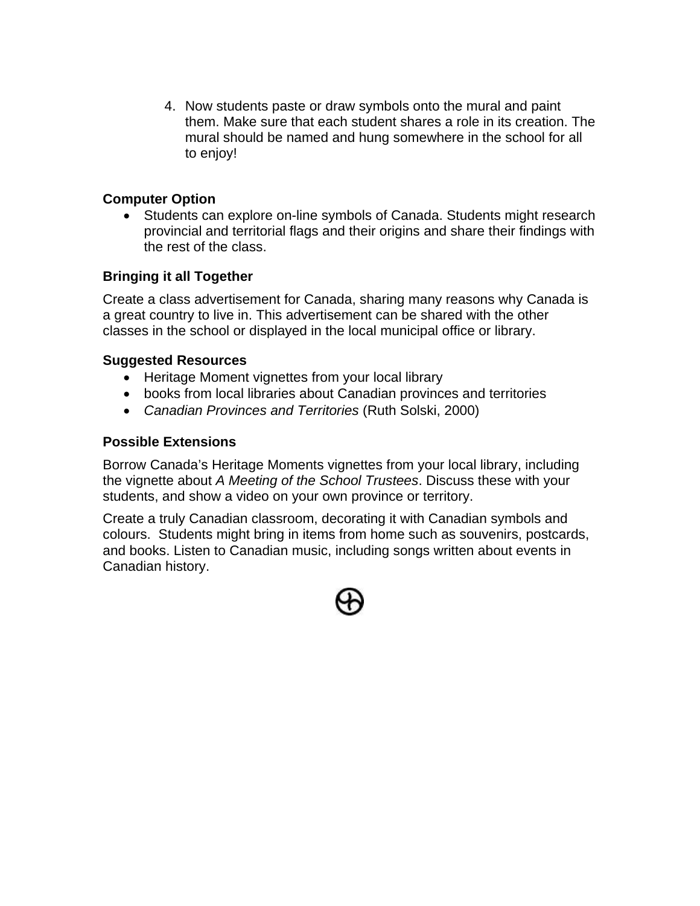4. Now students paste or draw symbols onto the mural and paint them. Make sure that each student shares a role in its creation. The mural should be named and hung somewhere in the school for all to enjoy!

**Computer Option**

- Students can explore on-line symbols of Canada. Students might research provincial and territorial flags and their origins and share their findings with the rest of the class.

**Bringing it all Together**

Create a class advertisement for Canada, sharing many reasons why Canada is a great country to live in. This advertisement can be shared with the other classes in the school or displayed in the local municipal office or library.

**Suggested Resources**

- Heritage Moment vignettes from your local library
- books from local libraries about Canadian provinces and territories
- *Canadian Provinces and Territories* (Ruth Solski, 2000)

**Possible Extensions**

Borrow Canada's Heritage Moments vignettes from your local library, including the vignette about *A Meeting of the School Trustees*. Discuss these with your students, and show a video on your own province or territory.

Create a truly Canadian classroom, decorating it with Canadian symbols and colours. Students might bring in items from home such as souvenirs, postcards, and books. Listen to Canadian music, including songs written about events in Canadian history.